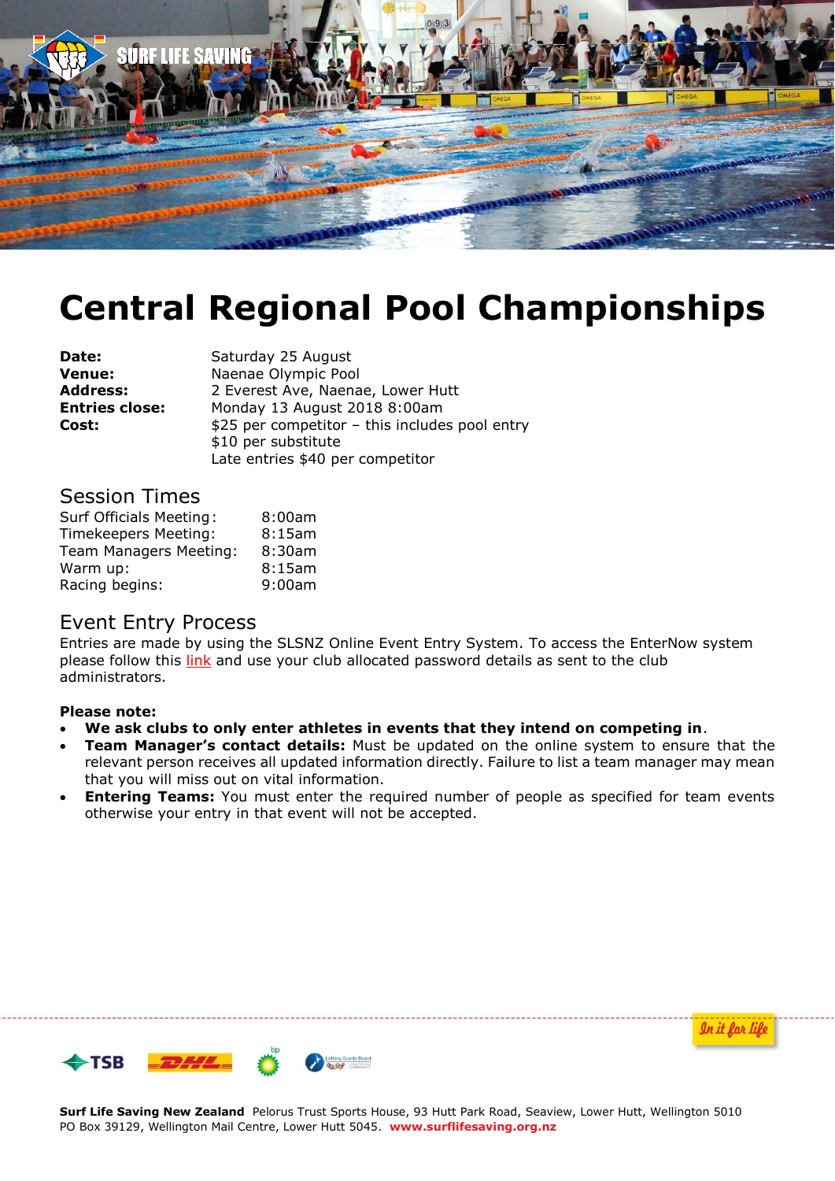# Central Regional Pool Championships

**Date:** Saturday 25 August
**Venue:** Naenae Olympic Pool
**Address:** 2 Everest Ave, Naenae, Lower Hutt
**Entries close:** Monday 13 August 2018 8:00am
**Cost:** $25 per competitor – this includes pool entry
$10 per substitute
Late entries $40 per competitor

## Session Times

| | |
|---|---|
| Surf Officials Meeting: | 8:00am |
| Timekeepers Meeting: | 8:15am |
| Team Managers Meeting: | 8:30am |
| Warm up: | 8:15am |
| Racing begins: | 9:00am |

## Event Entry Process

Entries are made by using the SLSNZ Online Event Entry System. To access the EnterNow system please follow this link and use your club allocated password details as sent to the club administrators.

**Please note:**

- **We ask clubs to only enter athletes in events that they intend on competing in**.
- **Team Manager's contact details:** Must be updated on the online system to ensure that the relevant person receives all updated information directly. Failure to list a team manager may mean that you will miss out on vital information.
- **Entering Teams:** You must enter the required number of people as specified for team events otherwise your entry in that event will not be accepted.

**Surf Life Saving New Zealand** Pelorus Trust Sports House, 93 Hutt Park Road, Seaview, Lower Hutt, Wellington 5010
PO Box 39129, Wellington Mail Centre, Lower Hutt 5045. **www.surflifesaving.org.nz**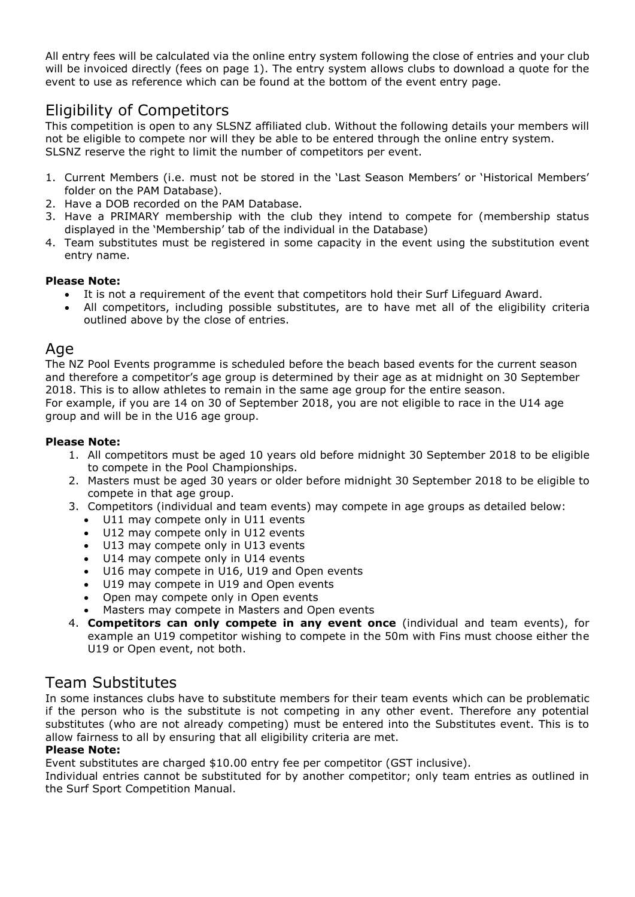All entry fees will be calculated via the online entry system following the close of entries and your club will be invoiced directly (fees on page 1). The entry system allows clubs to download a quote for the event to use as reference which can be found at the bottom of the event entry page.

## Eligibility of Competitors

This competition is open to any SLSNZ affiliated club. Without the following details your members will not be eligible to compete nor will they be able to be entered through the online entry system. SLSNZ reserve the right to limit the number of competitors per event.

1. Current Members (i.e. must not be stored in the 'Last Season Members' or 'Historical Members' folder on the PAM Database).
2. Have a DOB recorded on the PAM Database.
3. Have a PRIMARY membership with the club they intend to compete for (membership status displayed in the 'Membership' tab of the individual in the Database)
4. Team substitutes must be registered in some capacity in the event using the substitution event entry name.

**Please Note:**

- It is not a requirement of the event that competitors hold their Surf Lifeguard Award.
- All competitors, including possible substitutes, are to have met all of the eligibility criteria outlined above by the close of entries.

## Age

The NZ Pool Events programme is scheduled before the beach based events for the current season and therefore a competitor's age group is determined by their age as at midnight on 30 September 2018. This is to allow athletes to remain in the same age group for the entire season.
For example, if you are 14 on 30 of September 2018, you are not eligible to race in the U14 age group and will be in the U16 age group.

**Please Note:**

1. All competitors must be aged 10 years old before midnight 30 September 2018 to be eligible to compete in the Pool Championships.
2. Masters must be aged 30 years or older before midnight 30 September 2018 to be eligible to compete in that age group.
3. Competitors (individual and team events) may compete in age groups as detailed below:
   - U11 may compete only in U11 events
   - U12 may compete only in U12 events
   - U13 may compete only in U13 events
   - U14 may compete only in U14 events
   - U16 may compete in U16, U19 and Open events
   - U19 may compete in U19 and Open events
   - Open may compete only in Open events
   - Masters may compete in Masters and Open events
4. **Competitors can only compete in any event once** (individual and team events), for example an U19 competitor wishing to compete in the 50m with Fins must choose either the U19 or Open event, not both.

## Team Substitutes

In some instances clubs have to substitute members for their team events which can be problematic if the person who is the substitute is not competing in any other event. Therefore any potential substitutes (who are not already competing) must be entered into the Substitutes event. This is to allow fairness to all by ensuring that all eligibility criteria are met.

**Please Note:**

Event substitutes are charged $10.00 entry fee per competitor (GST inclusive).
Individual entries cannot be substituted for by another competitor; only team entries as outlined in the Surf Sport Competition Manual.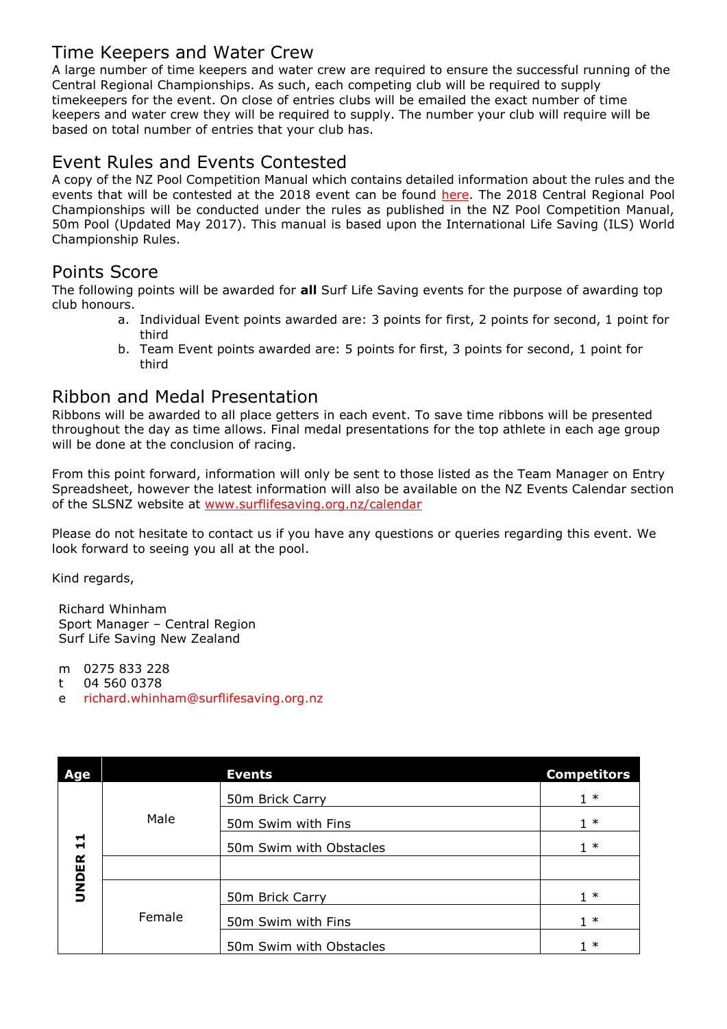## Time Keepers and Water Crew

A large number of time keepers and water crew are required to ensure the successful running of the Central Regional Championships. As such, each competing club will be required to supply timekeepers for the event. On close of entries clubs will be emailed the exact number of time keepers and water crew they will be required to supply. The number your club will require will be based on total number of entries that your club has.

## Event Rules and Events Contested

A copy of the NZ Pool Competition Manual which contains detailed information about the rules and the events that will be contested at the 2018 event can be found here. The 2018 Central Regional Pool Championships will be conducted under the rules as published in the NZ Pool Competition Manual, 50m Pool (Updated May 2017). This manual is based upon the International Life Saving (ILS) World Championship Rules.

## Points Score

The following points will be awarded for **all** Surf Life Saving events for the purpose of awarding top club honours.

a. Individual Event points awarded are: 3 points for first, 2 points for second, 1 point for third
b. Team Event points awarded are: 5 points for first, 3 points for second, 1 point for third

## Ribbon and Medal Presentation

Ribbons will be awarded to all place getters in each event. To save time ribbons will be presented throughout the day as time allows. Final medal presentations for the top athlete in each age group will be done at the conclusion of racing.

From this point forward, information will only be sent to those listed as the Team Manager on Entry Spreadsheet, however the latest information will also be available on the NZ Events Calendar section of the SLSNZ website at www.surflifesaving.org.nz/calendar

Please do not hesitate to contact us if you have any questions or queries regarding this event. We look forward to seeing you all at the pool.

Kind regards,

Richard Whinham
Sport Manager – Central Region
Surf Life Saving New Zealand

m 0275 833 228
t 04 560 0378
e richard.whinham@surflifesaving.org.nz

| Age | | Events | Competitors |
|---|---|---|---|
| UNDER 11 | Male | 50m Brick Carry | 1 * |
| | | 50m Swim with Fins | 1 * |
| | | 50m Swim with Obstacles | 1 * |
| | | | |
| | Female | 50m Brick Carry | 1 * |
| | | 50m Swim with Fins | 1 * |
| | | 50m Swim with Obstacles | 1 * |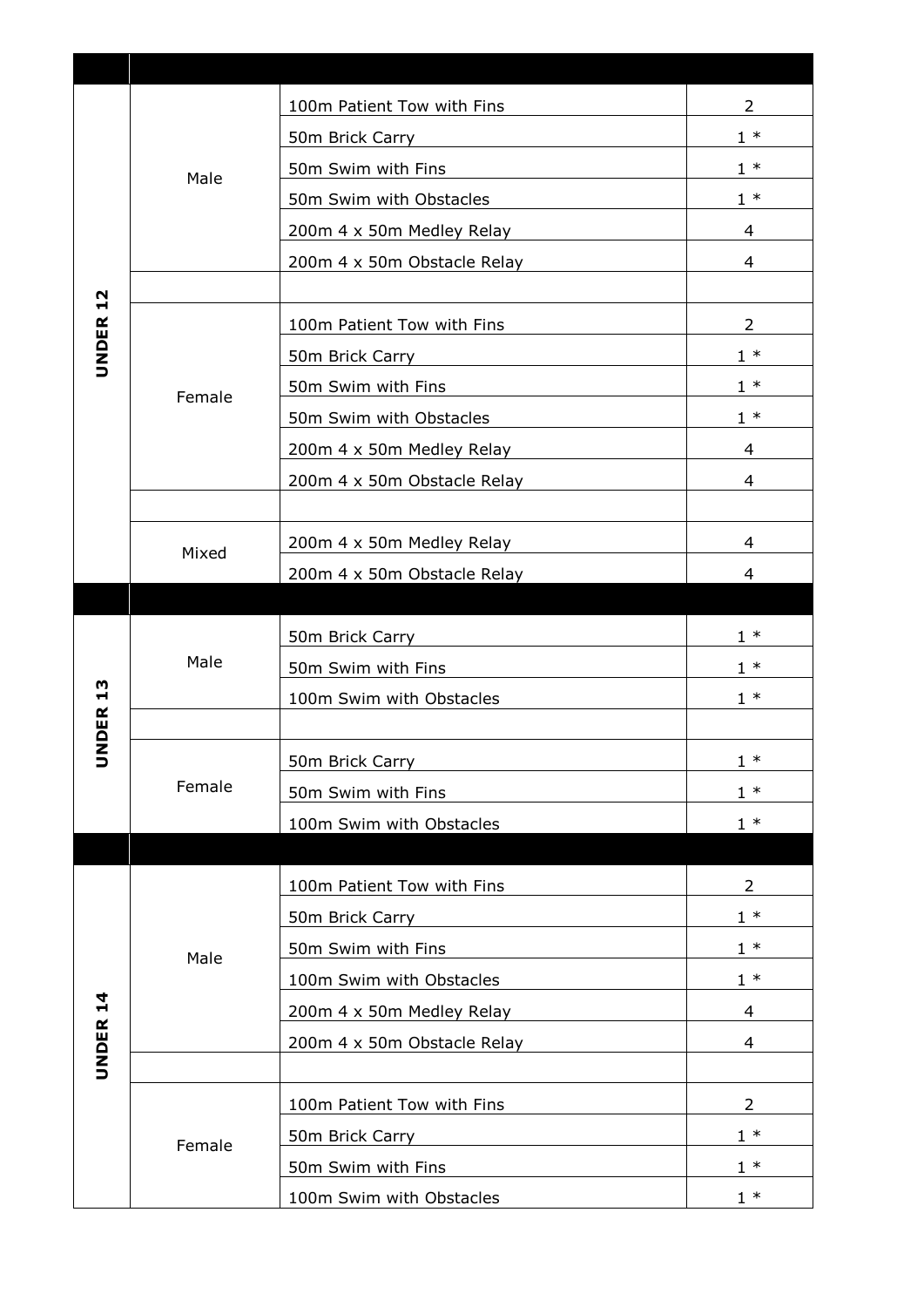| | | | |
|---|---|---|---|
| UNDER 12 | Male | 100m Patient Tow with Fins | 2 |
| | | 50m Brick Carry | 1 * |
| | | 50m Swim with Fins | 1 * |
| | | 50m Swim with Obstacles | 1 * |
| | | 200m 4 x 50m Medley Relay | 4 |
| | | 200m 4 x 50m Obstacle Relay | 4 |
| | | | |
| | Female | 100m Patient Tow with Fins | 2 |
| | | 50m Brick Carry | 1 * |
| | | 50m Swim with Fins | 1 * |
| | | 50m Swim with Obstacles | 1 * |
| | | 200m 4 x 50m Medley Relay | 4 |
| | | 200m 4 x 50m Obstacle Relay | 4 |
| | | | |
| | Mixed | 200m 4 x 50m Medley Relay | 4 |
| | | 200m 4 x 50m Obstacle Relay | 4 |
| | | | |
| UNDER 13 | Male | 50m Brick Carry | 1 * |
| | | 50m Swim with Fins | 1 * |
| | | 100m Swim with Obstacles | 1 * |
| | | | |
| | Female | 50m Brick Carry | 1 * |
| | | 50m Swim with Fins | 1 * |
| | | 100m Swim with Obstacles | 1 * |
| | | | |
| UNDER 14 | Male | 100m Patient Tow with Fins | 2 |
| | | 50m Brick Carry | 1 * |
| | | 50m Swim with Fins | 1 * |
| | | 100m Swim with Obstacles | 1 * |
| | | 200m 4 x 50m Medley Relay | 4 |
| | | 200m 4 x 50m Obstacle Relay | 4 |
| | | | |
| | Female | 100m Patient Tow with Fins | 2 |
| | | 50m Brick Carry | 1 * |
| | | 50m Swim with Fins | 1 * |
| | | 100m Swim with Obstacles | 1 * |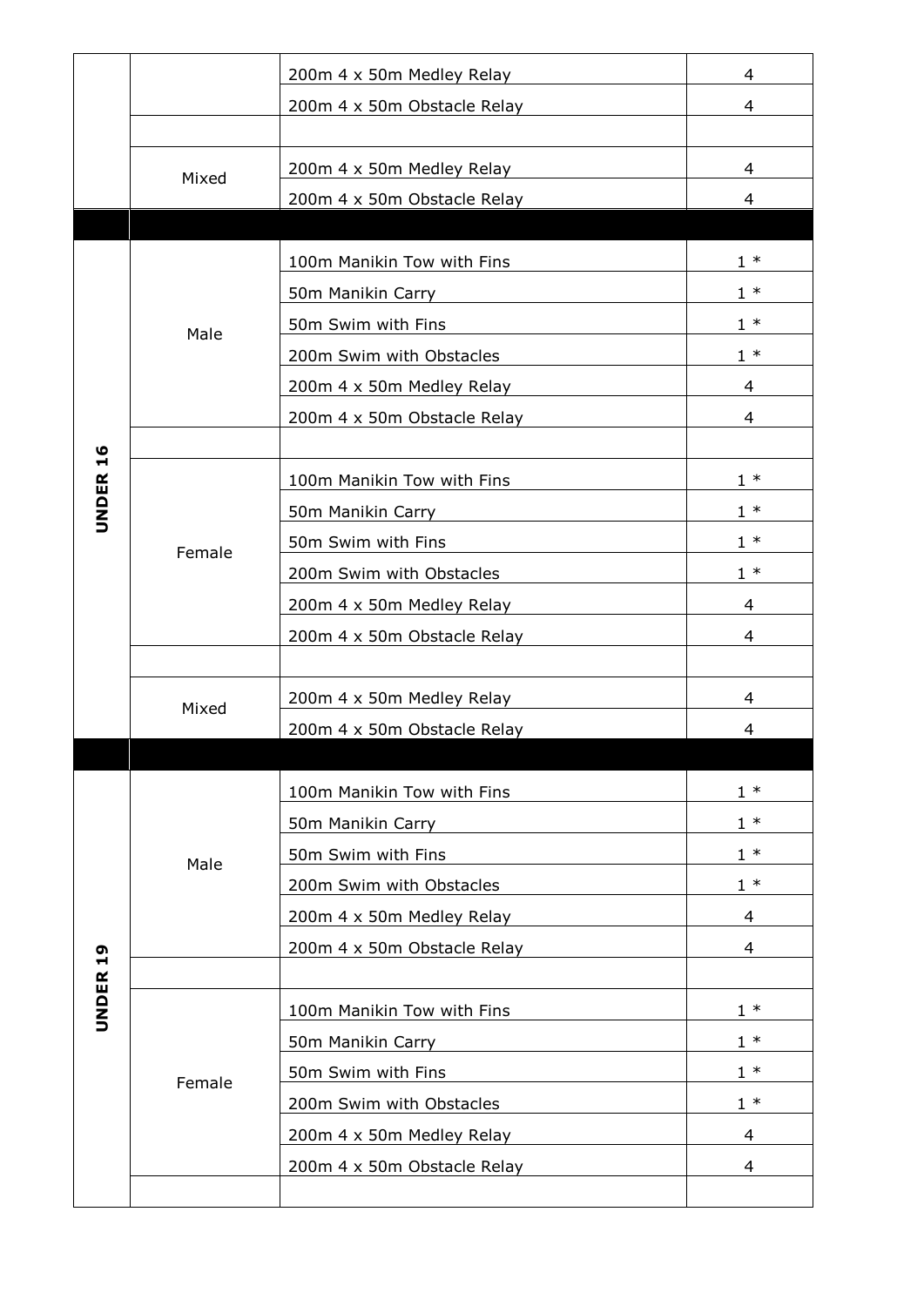| | | | |
|---|---|---|---|
| | | 200m 4 x 50m Medley Relay | 4 |
| | | 200m 4 x 50m Obstacle Relay | 4 |
| | | | |
| | Mixed | 200m 4 x 50m Medley Relay | 4 |
| | | 200m 4 x 50m Obstacle Relay | 4 |
| | | | |
| **UNDER 16** | Male | 100m Manikin Tow with Fins | 1 * |
| | | 50m Manikin Carry | 1 * |
| | | 50m Swim with Fins | 1 * |
| | | 200m Swim with Obstacles | 1 * |
| | | 200m 4 x 50m Medley Relay | 4 |
| | | 200m 4 x 50m Obstacle Relay | 4 |
| | | | |
| | Female | 100m Manikin Tow with Fins | 1 * |
| | | 50m Manikin Carry | 1 * |
| | | 50m Swim with Fins | 1 * |
| | | 200m Swim with Obstacles | 1 * |
| | | 200m 4 x 50m Medley Relay | 4 |
| | | 200m 4 x 50m Obstacle Relay | 4 |
| | | | |
| | Mixed | 200m 4 x 50m Medley Relay | 4 |
| | | 200m 4 x 50m Obstacle Relay | 4 |
| | | | |
| **UNDER 19** | Male | 100m Manikin Tow with Fins | 1 * |
| | | 50m Manikin Carry | 1 * |
| | | 50m Swim with Fins | 1 * |
| | | 200m Swim with Obstacles | 1 * |
| | | 200m 4 x 50m Medley Relay | 4 |
| | | 200m 4 x 50m Obstacle Relay | 4 |
| | | | |
| | Female | 100m Manikin Tow with Fins | 1 * |
| | | 50m Manikin Carry | 1 * |
| | | 50m Swim with Fins | 1 * |
| | | 200m Swim with Obstacles | 1 * |
| | | 200m 4 x 50m Medley Relay | 4 |
| | | 200m 4 x 50m Obstacle Relay | 4 |
| | | | |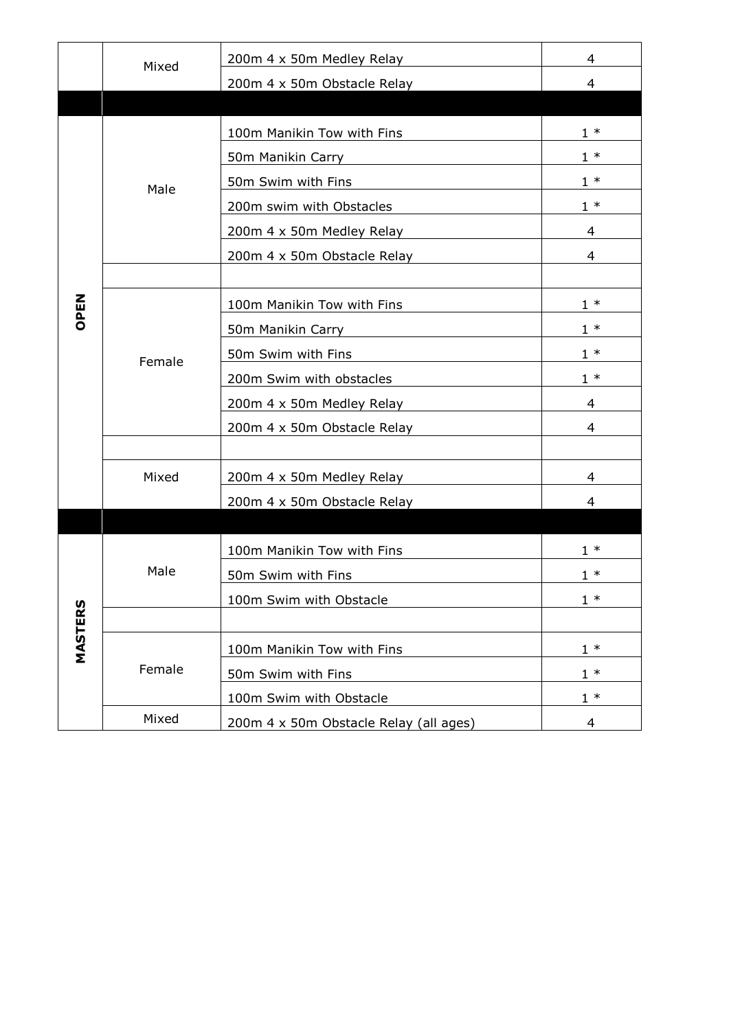| | | | |
|---|---|---|---|
| | Mixed | 200m 4 x 50m Medley Relay | 4 |
| | | 200m 4 x 50m Obstacle Relay | 4 |
| | | | |
| OPEN | Male | 100m Manikin Tow with Fins | 1 * |
| | | 50m Manikin Carry | 1 * |
| | | 50m Swim with Fins | 1 * |
| | | 200m swim with Obstacles | 1 * |
| | | 200m 4 x 50m Medley Relay | 4 |
| | | 200m 4 x 50m Obstacle Relay | 4 |
| | | | |
| | Female | 100m Manikin Tow with Fins | 1 * |
| | | 50m Manikin Carry | 1 * |
| | | 50m Swim with Fins | 1 * |
| | | 200m Swim with obstacles | 1 * |
| | | 200m 4 x 50m Medley Relay | 4 |
| | | 200m 4 x 50m Obstacle Relay | 4 |
| | | | |
| | Mixed | 200m 4 x 50m Medley Relay | 4 |
| | | 200m 4 x 50m Obstacle Relay | 4 |
| | | | |
| MASTERS | Male | 100m Manikin Tow with Fins | 1 * |
| | | 50m Swim with Fins | 1 * |
| | | 100m Swim with Obstacle | 1 * |
| | | | |
| | Female | 100m Manikin Tow with Fins | 1 * |
| | | 50m Swim with Fins | 1 * |
| | | 100m Swim with Obstacle | 1 * |
| | Mixed | 200m 4 x 50m Obstacle Relay (all ages) | 4 |